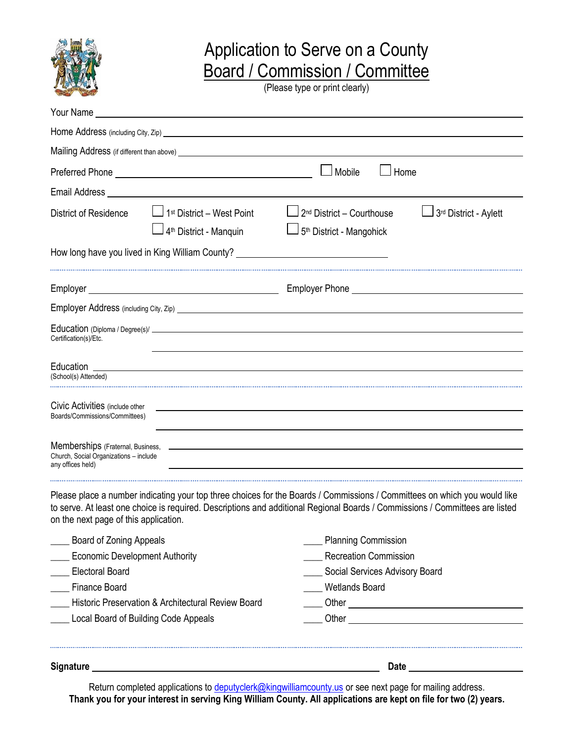# Application to Serve on a County Board / Commission / Committee

(Please type or print clearly)

Your Name ____________________________________________

Home Address (including City, Zip) ____________________________________________

Mailing Address (if different than above) ____________________________________________

Preferred Phone ______________________ ☐ Mobile ☐ Home

Email Address ____________________________________________

District of Residence ☐ 1st District – West Point ☐ 2nd District – Courthouse ☐ 3rd District - Aylett ☐ 4th District - Manquin ☐ 5th District - Mangohick

How long have you lived in King William County? ______________________

---

Employer ______________________ Employer Phone ______________________

Employer Address (including City, Zip) ____________________________________________

Education (Diploma / Degree(s)/ Certification(s)/Etc. ____________________________________________

Education (School(s) Attended) ____________________________________________

---

Civic Activities (include other Boards/Commissions/Committees) ____________________________________________

Memberships (Fraternal, Business, Church, Social Organizations – include any offices held) ____________________________________________

---

Please place a number indicating your top three choices for the Boards / Commissions / Committees on which you would like to serve. At least one choice is required. Descriptions and additional Regional Boards / Commissions / Committees are listed on the next page of this application.

____ Board of Zoning Appeals
____ Economic Development Authority
____ Electoral Board
____ Finance Board
____ Historic Preservation & Architectural Review Board
____ Local Board of Building Code Appeals
____ Planning Commission
____ Recreation Commission
____ Social Services Advisory Board
____ Wetlands Board
____ Other ______________________
____ Other ______________________

---

**Signature** ______________________________ **Date** ______________________

Return completed applications to deputyclerk@kingwilliamcounty.us or see next page for mailing address.

**Thank you for your interest in serving King William County. All applications are kept on file for two (2) years.**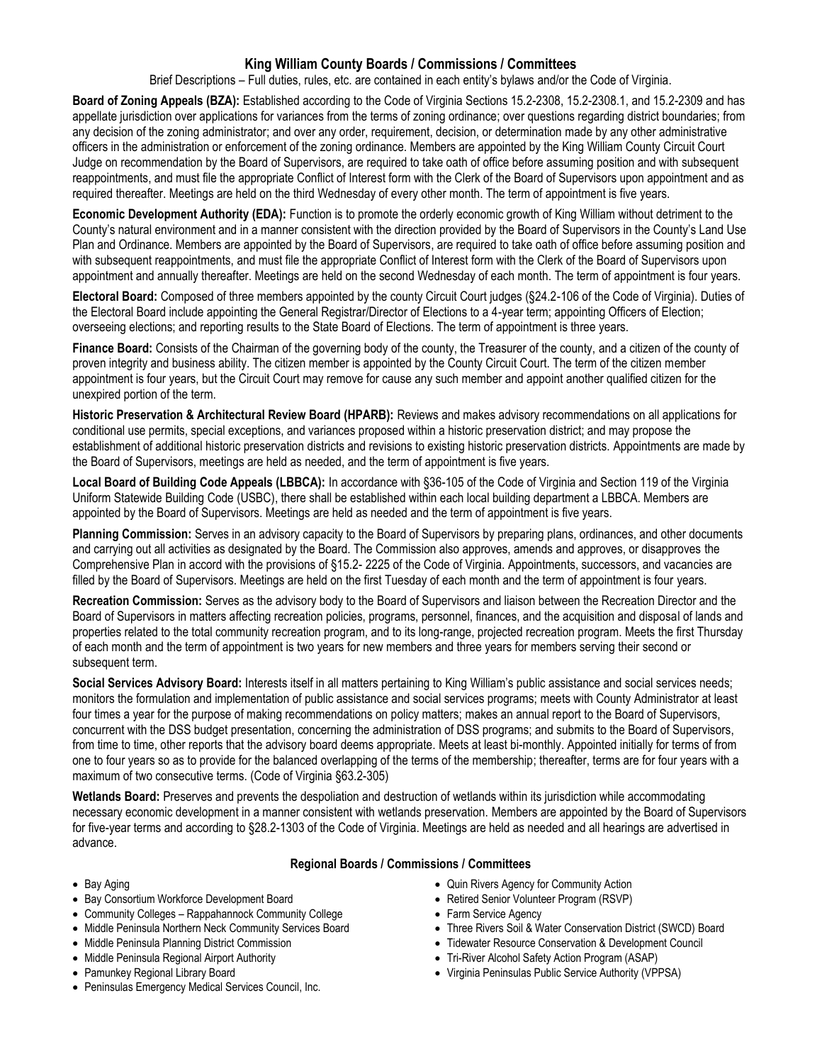## King William County Boards / Commissions / Committees

Brief Descriptions – Full duties, rules, etc. are contained in each entity's bylaws and/or the Code of Virginia.

**Board of Zoning Appeals (BZA):** Established according to the Code of Virginia Sections 15.2-2308, 15.2-2308.1, and 15.2-2309 and has appellate jurisdiction over applications for variances from the terms of zoning ordinance; over questions regarding district boundaries; from any decision of the zoning administrator; and over any order, requirement, decision, or determination made by any other administrative officers in the administration or enforcement of the zoning ordinance. Members are appointed by the King William County Circuit Court Judge on recommendation by the Board of Supervisors, are required to take oath of office before assuming position and with subsequent reappointments, and must file the appropriate Conflict of Interest form with the Clerk of the Board of Supervisors upon appointment and as required thereafter. Meetings are held on the third Wednesday of every other month. The term of appointment is five years.

**Economic Development Authority (EDA):** Function is to promote the orderly economic growth of King William without detriment to the County's natural environment and in a manner consistent with the direction provided by the Board of Supervisors in the County's Land Use Plan and Ordinance. Members are appointed by the Board of Supervisors, are required to take oath of office before assuming position and with subsequent reappointments, and must file the appropriate Conflict of Interest form with the Clerk of the Board of Supervisors upon appointment and annually thereafter. Meetings are held on the second Wednesday of each month. The term of appointment is four years.

**Electoral Board:** Composed of three members appointed by the county Circuit Court judges (§24.2-106 of the Code of Virginia). Duties of the Electoral Board include appointing the General Registrar/Director of Elections to a 4-year term; appointing Officers of Election; overseeing elections; and reporting results to the State Board of Elections. The term of appointment is three years.

**Finance Board:** Consists of the Chairman of the governing body of the county, the Treasurer of the county, and a citizen of the county of proven integrity and business ability. The citizen member is appointed by the County Circuit Court. The term of the citizen member appointment is four years, but the Circuit Court may remove for cause any such member and appoint another qualified citizen for the unexpired portion of the term.

**Historic Preservation & Architectural Review Board (HPARB):** Reviews and makes advisory recommendations on all applications for conditional use permits, special exceptions, and variances proposed within a historic preservation district; and may propose the establishment of additional historic preservation districts and revisions to existing historic preservation districts. Appointments are made by the Board of Supervisors, meetings are held as needed, and the term of appointment is five years.

**Local Board of Building Code Appeals (LBBCA):** In accordance with §36-105 of the Code of Virginia and Section 119 of the Virginia Uniform Statewide Building Code (USBC), there shall be established within each local building department a LBBCA. Members are appointed by the Board of Supervisors. Meetings are held as needed and the term of appointment is five years.

**Planning Commission:** Serves in an advisory capacity to the Board of Supervisors by preparing plans, ordinances, and other documents and carrying out all activities as designated by the Board. The Commission also approves, amends and approves, or disapproves the Comprehensive Plan in accord with the provisions of §15.2- 2225 of the Code of Virginia. Appointments, successors, and vacancies are filled by the Board of Supervisors. Meetings are held on the first Tuesday of each month and the term of appointment is four years.

**Recreation Commission:** Serves as the advisory body to the Board of Supervisors and liaison between the Recreation Director and the Board of Supervisors in matters affecting recreation policies, programs, personnel, finances, and the acquisition and disposal of lands and properties related to the total community recreation program, and to its long-range, projected recreation program. Meets the first Thursday of each month and the term of appointment is two years for new members and three years for members serving their second or subsequent term.

**Social Services Advisory Board:** Interests itself in all matters pertaining to King William's public assistance and social services needs; monitors the formulation and implementation of public assistance and social services programs; meets with County Administrator at least four times a year for the purpose of making recommendations on policy matters; makes an annual report to the Board of Supervisors, concurrent with the DSS budget presentation, concerning the administration of DSS programs; and submits to the Board of Supervisors, from time to time, other reports that the advisory board deems appropriate. Meets at least bi-monthly. Appointed initially for terms of from one to four years so as to provide for the balanced overlapping of the terms of the membership; thereafter, terms are for four years with a maximum of two consecutive terms. (Code of Virginia §63.2-305)

**Wetlands Board:** Preserves and prevents the despoliation and destruction of wetlands within its jurisdiction while accommodating necessary economic development in a manner consistent with wetlands preservation. Members are appointed by the Board of Supervisors for five-year terms and according to §28.2-1303 of the Code of Virginia. Meetings are held as needed and all hearings are advertised in advance.

### Regional Boards / Commissions / Committees

- Bay Aging
- Bay Consortium Workforce Development Board
- Community Colleges – Rappahannock Community College
- Middle Peninsula Northern Neck Community Services Board
- Middle Peninsula Planning District Commission
- Middle Peninsula Regional Airport Authority
- Pamunkey Regional Library Board
- Peninsulas Emergency Medical Services Council, Inc.
- Quin Rivers Agency for Community Action
- Retired Senior Volunteer Program (RSVP)
- Farm Service Agency
- Three Rivers Soil & Water Conservation District (SWCD) Board
- Tidewater Resource Conservation & Development Council
- Tri-River Alcohol Safety Action Program (ASAP)
- Virginia Peninsulas Public Service Authority (VPPSA)